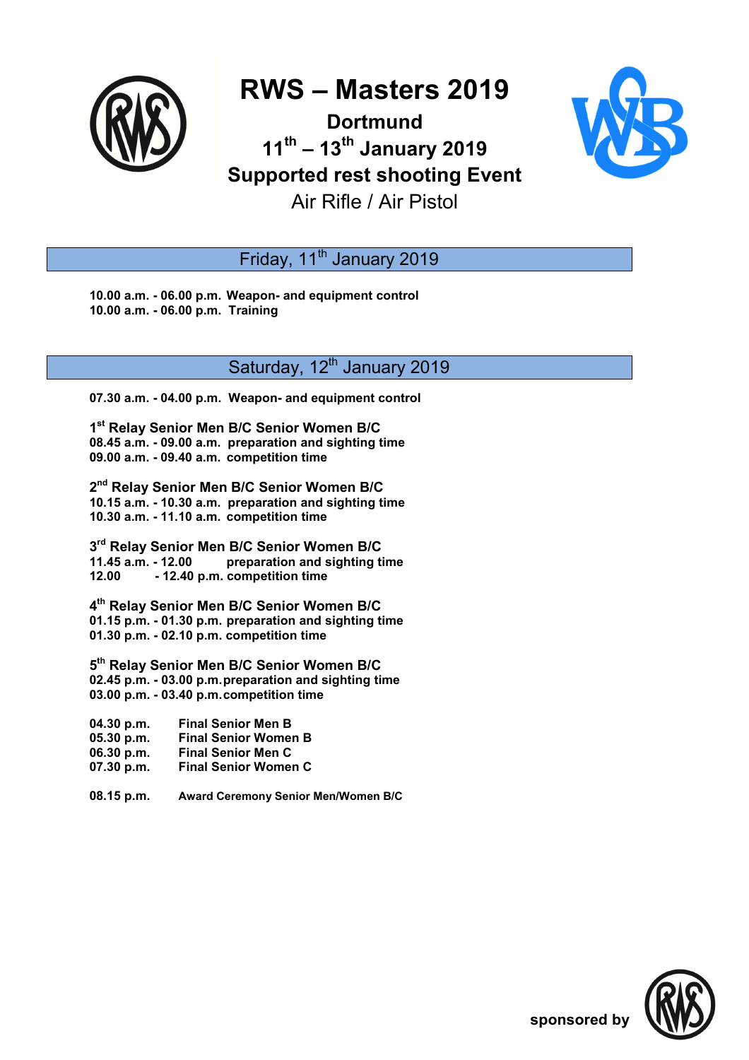# RWS – Masters 2019

## Dortmund

## 11th – 13th January 2019

## Supported rest shooting Event

Air Rifle / Air Pistol

## Friday, 11th January 2019

**10.00 a.m. - 06.00 p.m. Weapon- and equipment control**
**10.00 a.m. - 06.00 p.m. Training**

## Saturday, 12th January 2019

**07.30 a.m. - 04.00 p.m. Weapon- and equipment control**

**1st Relay Senior Men B/C Senior Women B/C**
**08.45 a.m. - 09.00 a.m. preparation and sighting time**
**09.00 a.m. - 09.40 a.m. competition time**

**2nd Relay Senior Men B/C Senior Women B/C**
**10.15 a.m. - 10.30 a.m. preparation and sighting time**
**10.30 a.m. - 11.10 a.m. competition time**

**3rd Relay Senior Men B/C Senior Women B/C**
**11.45 a.m. - 12.00 preparation and sighting time**
**12.00 - 12.40 p.m. competition time**

**4th Relay Senior Men B/C Senior Women B/C**
**01.15 p.m. - 01.30 p.m. preparation and sighting time**
**01.30 p.m. - 02.10 p.m. competition time**

**5th Relay Senior Men B/C Senior Women B/C**
**02.45 p.m. - 03.00 p.m. preparation and sighting time**
**03.00 p.m. - 03.40 p.m. competition time**

**04.30 p.m. Final Senior Men B**
**05.30 p.m. Final Senior Women B**
**06.30 p.m. Final Senior Men C**
**07.30 p.m. Final Senior Women C**

**08.15 p.m. Award Ceremony Senior Men/Women B/C**

**sponsored by**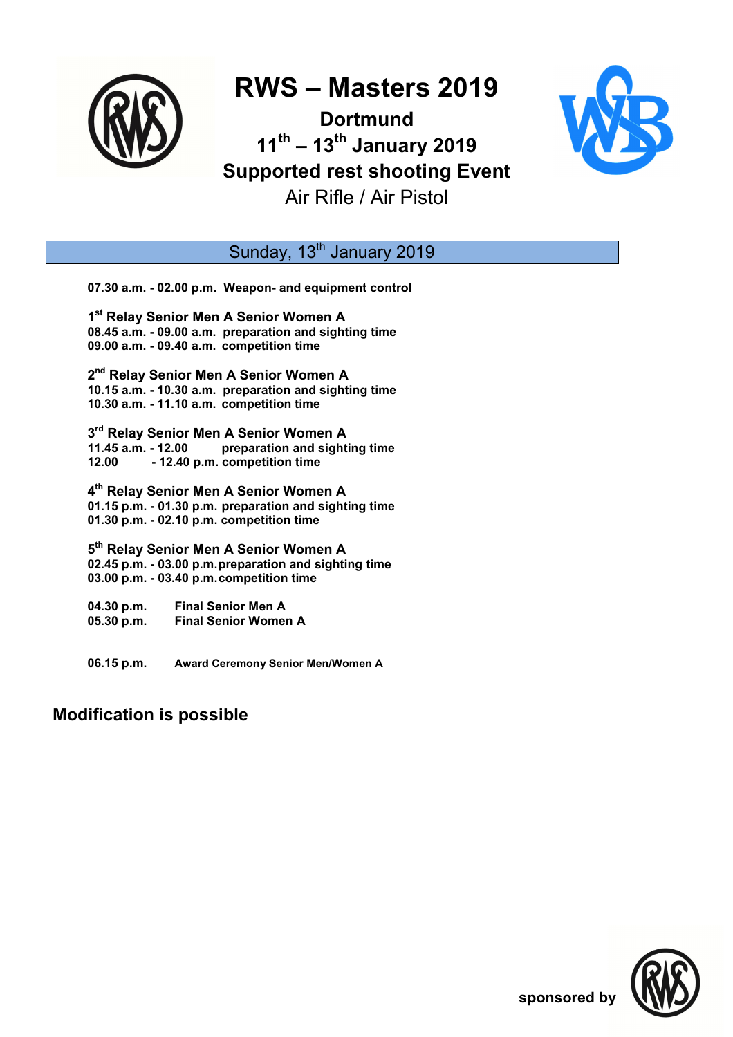# RWS – Masters 2019

## Dortmund

## 11th – 13th January 2019

## Supported rest shooting Event

Air Rifle / Air Pistol

## Sunday, 13th January 2019

**07.30 a.m. - 02.00 p.m. Weapon- and equipment control**

**1st Relay Senior Men A Senior Women A**
**08.45 a.m. - 09.00 a.m. preparation and sighting time**
**09.00 a.m. - 09.40 a.m. competition time**

**2nd Relay Senior Men A Senior Women A**
**10.15 a.m. - 10.30 a.m. preparation and sighting time**
**10.30 a.m. - 11.10 a.m. competition time**

**3rd Relay Senior Men A Senior Women A**
**11.45 a.m. - 12.00 preparation and sighting time**
**12.00 - 12.40 p.m. competition time**

**4th Relay Senior Men A Senior Women A**
**01.15 p.m. - 01.30 p.m. preparation and sighting time**
**01.30 p.m. - 02.10 p.m. competition time**

**5th Relay Senior Men A Senior Women A**
**02.45 p.m. - 03.00 p.m. preparation and sighting time**
**03.00 p.m. - 03.40 p.m. competition time**

**04.30 p.m. Final Senior Men A**
**05.30 p.m. Final Senior Women A**

**06.15 p.m. Award Ceremony Senior Men/Women A**

**Modification is possible**

**sponsored by**